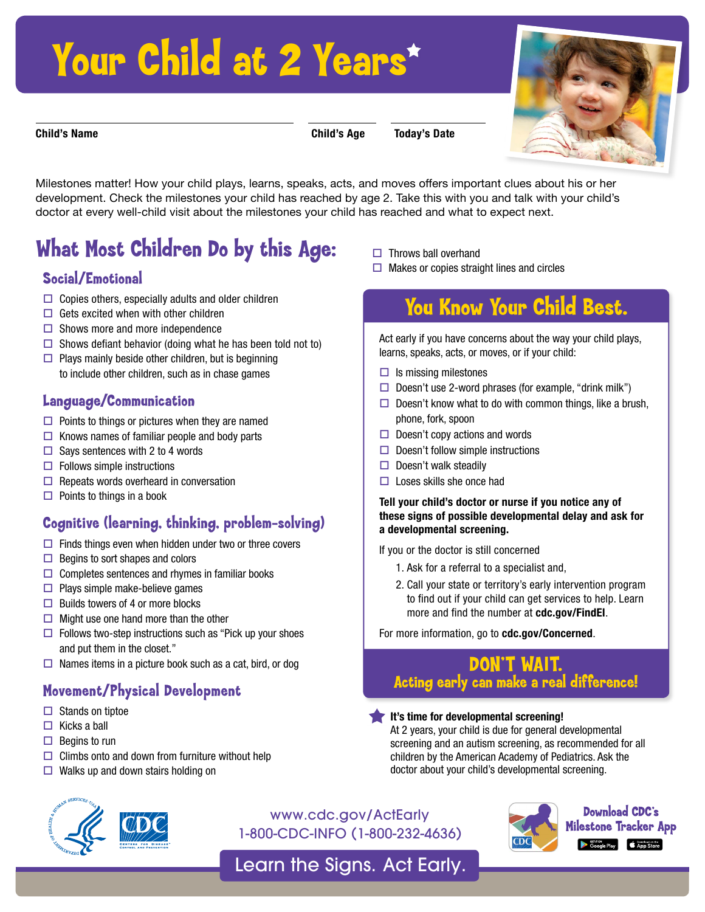# Your Child at 2 Years*

Child's Name

Child's Age

Today's Date

Milestones matter! How your child plays, learns, speaks, acts, and moves offers important clues about his or her development. Check the milestones your child has reached by age 2. Take this with you and talk with your child's doctor at every well-child visit about the milestones your child has reached and what to expect next.

## What Most Children Do by this Age:

### Social/Emotional

- ☐ Copies others, especially adults and older children
- ☐ Gets excited when with other children
- ☐ Shows more and more independence
- ☐ Shows defiant behavior (doing what he has been told not to)
- ☐ Plays mainly beside other children, but is beginning to include other children, such as in chase games

### Language/Communication

- ☐ Points to things or pictures when they are named
- ☐ Knows names of familiar people and body parts
- ☐ Says sentences with 2 to 4 words
- ☐ Follows simple instructions
- ☐ Repeats words overheard in conversation
- ☐ Points to things in a book

### Cognitive (learning, thinking, problem-solving)

- ☐ Finds things even when hidden under two or three covers
- ☐ Begins to sort shapes and colors
- ☐ Completes sentences and rhymes in familiar books
- ☐ Plays simple make-believe games
- ☐ Builds towers of 4 or more blocks
- ☐ Might use one hand more than the other
- ☐ Follows two-step instructions such as "Pick up your shoes and put them in the closet."
- ☐ Names items in a picture book such as a cat, bird, or dog

### Movement/Physical Development

- ☐ Stands on tiptoe
- ☐ Kicks a ball
- ☐ Begins to run
- ☐ Climbs onto and down from furniture without help
- ☐ Walks up and down stairs holding on
- ☐ Throws ball overhand
- ☐ Makes or copies straight lines and circles

## You Know Your Child Best.

Act early if you have concerns about the way your child plays, learns, speaks, acts, or moves, or if your child:

- ☐ Is missing milestones
- ☐ Doesn't use 2-word phrases (for example, "drink milk")
- ☐ Doesn't know what to do with common things, like a brush, phone, fork, spoon
- ☐ Doesn't copy actions and words
- ☐ Doesn't follow simple instructions
- ☐ Doesn't walk steadily
- ☐ Loses skills she once had

**Tell your child's doctor or nurse if you notice any of these signs of possible developmental delay and ask for a developmental screening.**

If you or the doctor is still concerned

1. Ask for a referral to a specialist and,
2. Call your state or territory's early intervention program to find out if your child can get services to help. Learn more and find the number at **cdc.gov/FindEI**.

For more information, go to **cdc.gov/Concerned**.

**DON'T WAIT.**
**Acting early can make a real difference!**

★ **It's time for developmental screening!**
At 2 years, your child is due for general developmental screening and an autism screening, as recommended for all children by the American Academy of Pediatrics. Ask the doctor about your child's developmental screening.

www.cdc.gov/ActEarly
1-800-CDC-INFO (1-800-232-4636)

Learn the Signs. Act Early.

Download CDC's Milestone Tracker App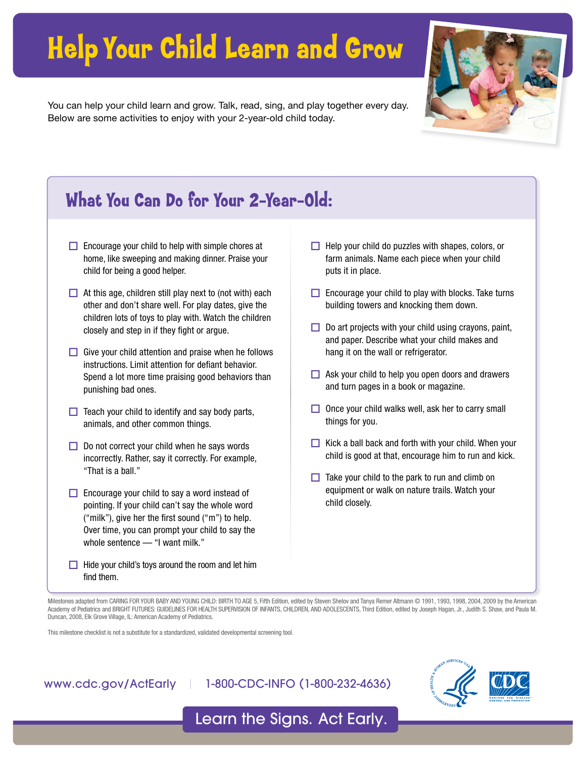# Help Your Child Learn and Grow

You can help your child learn and grow. Talk, read, sing, and play together every day. Below are some activities to enjoy with your 2-year-old child today.

## What You Can Do for Your 2-Year-Old:

- ☐ Encourage your child to help with simple chores at home, like sweeping and making dinner. Praise your child for being a good helper.
- ☐ At this age, children still play next to (not with) each other and don't share well. For play dates, give the children lots of toys to play with. Watch the children closely and step in if they fight or argue.
- ☐ Give your child attention and praise when he follows instructions. Limit attention for defiant behavior. Spend a lot more time praising good behaviors than punishing bad ones.
- ☐ Teach your child to identify and say body parts, animals, and other common things.
- ☐ Do not correct your child when he says words incorrectly. Rather, say it correctly. For example, "That is a ball."
- ☐ Encourage your child to say a word instead of pointing. If your child can't say the whole word ("milk"), give her the first sound ("m") to help. Over time, you can prompt your child to say the whole sentence — "I want milk."
- ☐ Hide your child's toys around the room and let him find them.
- ☐ Help your child do puzzles with shapes, colors, or farm animals. Name each piece when your child puts it in place.
- ☐ Encourage your child to play with blocks. Take turns building towers and knocking them down.
- ☐ Do art projects with your child using crayons, paint, and paper. Describe what your child makes and hang it on the wall or refrigerator.
- ☐ Ask your child to help you open doors and drawers and turn pages in a book or magazine.
- ☐ Once your child walks well, ask her to carry small things for you.
- ☐ Kick a ball back and forth with your child. When your child is good at that, encourage him to run and kick.
- ☐ Take your child to the park to run and climb on equipment or walk on nature trails. Watch your child closely.

Milestones adapted from CARING FOR YOUR BABY AND YOUNG CHILD: BIRTH TO AGE 5, Fifth Edition, edited by Steven Shelov and Tanya Remer Altmann © 1991, 1993, 1998, 2004, 2009 by the American Academy of Pediatrics and BRIGHT FUTURES: GUIDELINES FOR HEALTH SUPERVISION OF INFANTS, CHILDREN, AND ADOLESCENTS, Third Edition, edited by Joseph Hagan, Jr., Judith S. Shaw, and Paula M. Duncan, 2008, Elk Grove Village, IL: American Academy of Pediatrics.

This milestone checklist is not a substitute for a standardized, validated developmental screening tool.

www.cdc.gov/ActEarly | 1-800-CDC-INFO (1-800-232-4636)

Learn the Signs. Act Early.